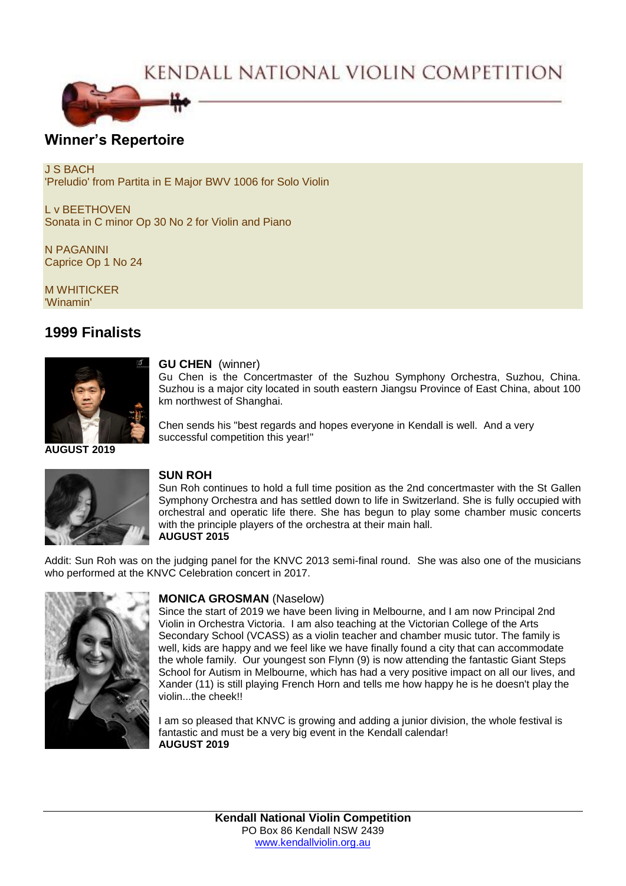# KENDALL NATIONAL VIOLIN COMPETITION

## Winner's Repertoire

J S BACH
'Preludio' from Partita in E Major BWV 1006 for Solo Violin

L v BEETHOVEN
Sonata in C minor Op 30 No 2 for Violin and Piano

N PAGANINI
Caprice Op 1 No 24

M WHITICKER
'Winamin'

## 1999 Finalists

**GU CHEN** (winner)
Gu Chen is the Concertmaster of the Suzhou Symphony Orchestra, Suzhou, China. Suzhou is a major city located in south eastern Jiangsu Province of East China, about 100 km northwest of Shanghai.

Chen sends his "best regards and hopes everyone in Kendall is well. And a very successful competition this year!"

**AUGUST 2019**

**SUN ROH**
Sun Roh continues to hold a full time position as the 2nd concertmaster with the St Gallen Symphony Orchestra and has settled down to life in Switzerland. She is fully occupied with orchestral and operatic life there. She has begun to play some chamber music concerts with the principle players of the orchestra at their main hall.
**AUGUST 2015**

Addit: Sun Roh was on the judging panel for the KNVC 2013 semi-final round. She was also one of the musicians who performed at the KNVC Celebration concert in 2017.

**MONICA GROSMAN** (Naselow)
Since the start of 2019 we have been living in Melbourne, and I am now Principal 2nd Violin in Orchestra Victoria. I am also teaching at the Victorian College of the Arts Secondary School (VCASS) as a violin teacher and chamber music tutor. The family is well, kids are happy and we feel like we have finally found a city that can accommodate the whole family. Our youngest son Flynn (9) is now attending the fantastic Giant Steps School for Autism in Melbourne, which has had a very positive impact on all our lives, and Xander (11) is still playing French Horn and tells me how happy he is he doesn't play the violin...the cheek!!

I am so pleased that KNVC is growing and adding a junior division, the whole festival is fantastic and must be a very big event in the Kendall calendar!
**AUGUST 2019**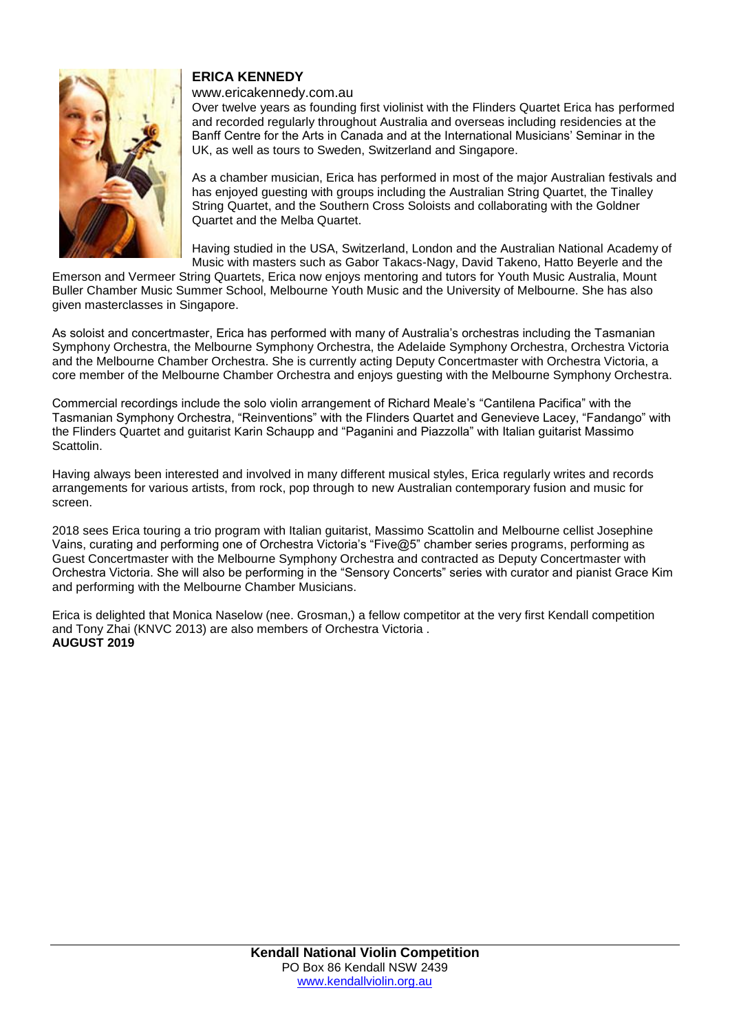## ERICA KENNEDY

www.ericakennedy.com.au

Over twelve years as founding first violinist with the Flinders Quartet Erica has performed and recorded regularly throughout Australia and overseas including residencies at the Banff Centre for the Arts in Canada and at the International Musicians' Seminar in the UK, as well as tours to Sweden, Switzerland and Singapore.

As a chamber musician, Erica has performed in most of the major Australian festivals and has enjoyed guesting with groups including the Australian String Quartet, the Tinalley String Quartet, and the Southern Cross Soloists and collaborating with the Goldner Quartet and the Melba Quartet.

Having studied in the USA, Switzerland, London and the Australian National Academy of Music with masters such as Gabor Takacs-Nagy, David Takeno, Hatto Beyerle and the Emerson and Vermeer String Quartets, Erica now enjoys mentoring and tutors for Youth Music Australia, Mount Buller Chamber Music Summer School, Melbourne Youth Music and the University of Melbourne. She has also given masterclasses in Singapore.

As soloist and concertmaster, Erica has performed with many of Australia's orchestras including the Tasmanian Symphony Orchestra, the Melbourne Symphony Orchestra, the Adelaide Symphony Orchestra, Orchestra Victoria and the Melbourne Chamber Orchestra. She is currently acting Deputy Concertmaster with Orchestra Victoria, a core member of the Melbourne Chamber Orchestra and enjoys guesting with the Melbourne Symphony Orchestra.

Commercial recordings include the solo violin arrangement of Richard Meale's "Cantilena Pacifica" with the Tasmanian Symphony Orchestra, "Reinventions" with the Flinders Quartet and Genevieve Lacey, "Fandango" with the Flinders Quartet and guitarist Karin Schaupp and "Paganini and Piazzolla" with Italian guitarist Massimo Scattolin.

Having always been interested and involved in many different musical styles, Erica regularly writes and records arrangements for various artists, from rock, pop through to new Australian contemporary fusion and music for screen.

2018 sees Erica touring a trio program with Italian guitarist, Massimo Scattolin and Melbourne cellist Josephine Vains, curating and performing one of Orchestra Victoria's "Five@5" chamber series programs, performing as Guest Concertmaster with the Melbourne Symphony Orchestra and contracted as Deputy Concertmaster with Orchestra Victoria. She will also be performing in the "Sensory Concerts" series with curator and pianist Grace Kim and performing with the Melbourne Chamber Musicians.

Erica is delighted that Monica Naselow (nee. Grosman,) a fellow competitor at the very first Kendall competition and Tony Zhai (KNVC 2013) are also members of Orchestra Victoria .

**AUGUST 2019**

**Kendall National Violin Competition**
PO Box 86 Kendall NSW 2439
www.kendallviolin.org.au